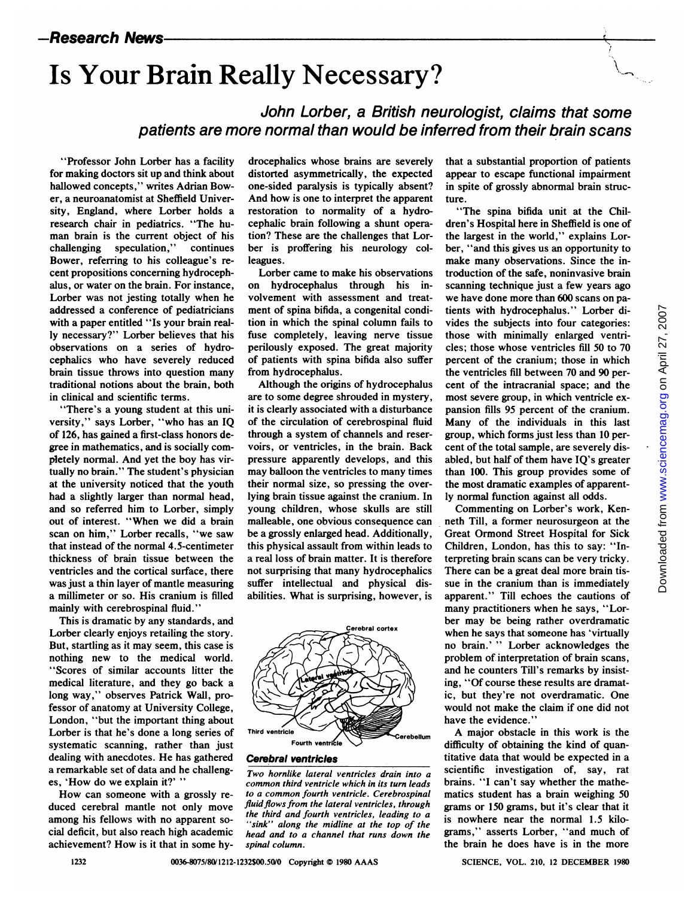## Research News

# Is Your Brain Really Necessary?

### *John Lorber, a British neurologist, claims that some patients are more normal than would be inferred from their brain scans*

"Professor John Lorber has a facility for making doctors sit up and think about hallowed concepts," writes Adrian Bower, a neuroanatomist at Sheffield University, England, where Lorber holds a research chair in pediatrics. "The human brain is the current object of his challenging speculation," continues Bower, referring to his colleague's recent propositions concerning hydrocephalus, or water on the brain. For instance, Lorber was not jesting totally when he addressed a conference of pediatricians with a paper entitled "Is your brain really necessary?" Lorber believes that his observations on a series of hydrocephalics who have severely reduced brain tissue throws into question many traditional notions about the brain, both in clinical and scientific terms.

"There's a young student at this university," says Lorber, "who has an IQ of 126, has gained a first-class honors degree in mathematics, and is socially completely normal. And yet the boy has virtually no brain." The student's physician at the university noticed that the youth had a slightly larger than normal head, and so referred him to Lorber, simply out of interest. "When we did a brain scan on him," Lorber recalls, "we saw that instead of the normal 4.5-centimeter thickness of brain tissue between the ventricles and the cortical surface, there was just a thin layer of mantle measuring a millimeter or so. His cranium is filled mainly with cerebrospinal fluid."

This is dramatic by any standards, and Lorber clearly enjoys retailing the story. But, startling as it may seem, this case is nothing new to the medical world. "Scores of similar accounts litter the medical literature, and they go back a long way," observes Patrick Wall, professor of anatomy at University College, London, "but the important thing about Lorber is that he's done a long series of systematic scanning, rather than just dealing with anecdotes. He has gathered a remarkable set of data and he challenges, 'How do we explain it?' "

How can someone with a grossly reduced cerebral mantle not only move among his fellows with no apparent social deficit, but also reach high academic achievement? How is it that in some hydrocephalics whose brains are severely distorted asymmetrically, the expected one-sided paralysis is typically absent? And how is one to interpret the apparent restoration to normality of a hydrocephalic brain following a shunt operation? These are the challenges that Lorber is proffering his neurology colleagues.

Lorber came to make his observations on hydrocephalus through his involvement with assessment and treatment of spina bifida, a congenital condition in which the spinal column fails to fuse completely, leaving nerve tissue perilously exposed. The great majority of patients with spina bifida also suffer from hydrocephalus.

Although the origins of hydrocephalus are to some degree shrouded in mystery, it is clearly associated with a disturbance of the circulation of cerebrospinal fluid through a system of channels and reservoirs, or ventricles, in the brain. Back pressure apparently develops, and this may balloon the ventricles to many times their normal size, so pressing the overlying brain tissue against the cranium. In young children, whose skulls are still malleable, one obvious consequence can be a grossly enlarged head. Additionally, this physical assault from within leads to a real loss of brain matter. It is therefore not surprising that many hydrocephalics suffer intellectual and physical disabilities. What is surprising, however, is that a substantial proportion of patients appear to escape functional impairment in spite of grossly abnormal brain structure.

Cerebral cortex
Lateral ventricle
Third ventricle
Fourth ventricle
Cerebellum

***Cerebral ventricles***

*Two hornlike lateral ventricles drain into a common third ventricle which in its turn leads to a common fourth ventricle. Cerebrospinal fluid flows from the lateral ventricles, through the third and fourth ventricles, leading to a "sink" along the midline at the top of the head and to a channel that runs down the spinal column.*

"The spina bifida unit at the Children's Hospital here in Sheffield is one of the largest in the world," explains Lorber, "and this gives us an opportunity to make many observations. Since the introduction of the safe, noninvasive brain scanning technique just a few years ago we have done more than 600 scans on patients with hydrocephalus." Lorber divides the subjects into four categories: those with minimally enlarged ventricles; those whose ventricles fill 50 to 70 percent of the cranium; those in which the ventricles fill between 70 and 90 percent of the intracranial space; and the most severe group, in which ventricle expansion fills 95 percent of the cranium. Many of the individuals in this last group, which forms just less than 10 percent of the total sample, are severely disabled, but half of them have IQ's greater than 100. This group provides some of the most dramatic examples of apparently normal function against all odds.

Commenting on Lorber's work, Kenneth Till, a former neurosurgeon at the Great Ormond Street Hospital for Sick Children, London, has this to say: "Interpreting brain scans can be very tricky. There can be a great deal more brain tissue in the cranium than is immediately apparent." Till echoes the cautions of many practitioners when he says, "Lorber may be being rather overdramatic when he says that someone has 'virtually no brain.' " Lorber acknowledges the problem of interpretation of brain scans, and he counters Till's remarks by insisting, "Of course these results are dramatic, but they're not overdramatic. One would not make the claim if one did not have the evidence."

A major obstacle in this work is the difficulty of obtaining the kind of quantitative data that would be expected in a scientific investigation of, say, rat brains. "I can't say whether the mathematics student has a brain weighing 50 grams or 150 grams, but it's clear that it is nowhere near the normal 1.5 kilograms," asserts Lorber, "and much of the brain he does have is in the more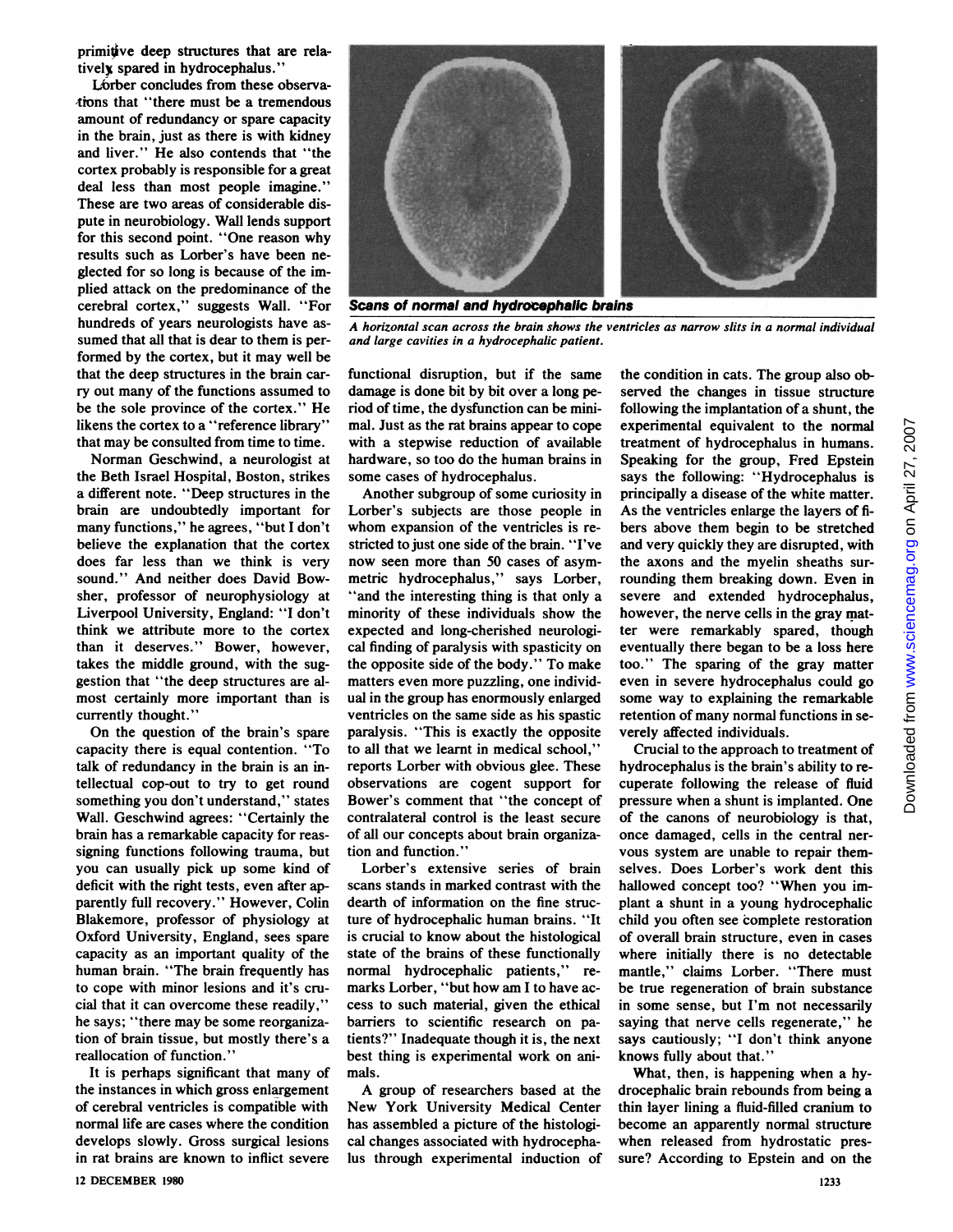primitive deep structures that are relatively spared in hydrocephalus."

Lórber concludes from these observations that "there must be a tremendous amount of redundancy or spare capacity in the brain, just as there is with kidney and liver." He also contends that "the cortex probably is responsible for a great deal less than most people imagine." These are two areas of considerable dispute in neurobiology. Wall lends support for this second point. "One reason why results such as Lorber's have been neglected for so long is because of the implied attack on the predominance of the cerebral cortex," suggests Wall. "For hundreds of years neurologists have assumed that all that is dear to them is performed by the cortex, but it may well be that the deep structures in the brain carry out many of the functions assumed to be the sole province of the cortex." He likens the cortex to a "reference library" that may be consulted from time to time.

Norman Geschwind, a neurologist at the Beth Israel Hospital, Boston, strikes a different note. "Deep structures in the brain are undoubtedly important for many functions," he agrees, "but I don't believe the explanation that the cortex does far less than we think is very sound." And neither does David Bowsher, professor of neurophysiology at Liverpool University, England: "I don't think we attribute more to the cortex than it deserves." Bower, however, takes the middle ground, with the suggestion that "the deep structures are almost certainly more important than is currently thought."

On the question of the brain's spare capacity there is equal contention. "To talk of redundancy in the brain is an intellectual cop-out to try to get round something you don't understand," states Wall. Geschwind agrees: "Certainly the brain has a remarkable capacity for reassigning functions following trauma, but you can usually pick up some kind of deficit with the right tests, even after apparently full recovery." However, Colin Blakemore, professor of physiology at Oxford University, England, sees spare capacity as an important quality of the human brain. "The brain frequently has to cope with minor lesions and it's crucial that it can overcome these readily," he says; "there may be some reorganization of brain tissue, but mostly there's a reallocation of function."

It is perhaps significant that many of the instances in which gross enlargement of cerebral ventricles is compatible with normal life are cases where the condition develops slowly. Gross surgical lesions in rat brains are known to inflict severe functional disruption, but if the same damage is done bit by bit over a long period of time, the dysfunction can be minimal. Just as the rat brains appear to cope with a stepwise reduction of available hardware, so too do the human brains in some cases of hydrocephalus.

Another subgroup of some curiosity in Lorber's subjects are those people in whom expansion of the ventricles is restricted to just one side of the brain. "I've now seen more than 50 cases of asymmetric hydrocephalus," says Lorber, "and the interesting thing is that only a minority of these individuals show the expected and long-cherished neurological finding of paralysis with spasticity on the opposite side of the body." To make matters even more puzzling, one individual in the group has enormously enlarged ventricles on the same side as his spastic paralysis. "This is exactly the opposite to all that we learnt in medical school," reports Lorber with obvious glee. These observations are cogent support for Bower's comment that "the concept of contralateral control is the least secure of all our concepts about brain organization and function."

Lorber's extensive series of brain scans stands in marked contrast with the dearth of information on the fine structure of hydrocephalic human brains. "It is crucial to know about the histological state of the brains of these functionally normal hydrocephalic patients," remarks Lorber, "but how am I to have access to such material, given the ethical barriers to scientific research on patients?" Inadequate though it is, the next best thing is experimental work on animals.

A group of researchers based at the New York University Medical Center has assembled a picture of the histological changes associated with hydrocephalus through experimental induction of the condition in cats. The group also observed the changes in tissue structure following the implantation of a shunt, the experimental equivalent to the normal treatment of hydrocephalus in humans. Speaking for the group, Fred Epstein says the following: "Hydrocephalus is principally a disease of the white matter. As the ventricles enlarge the layers of fibers above them begin to be stretched and very quickly they are disrupted, with the axons and the myelin sheaths surrounding them breaking down. Even in severe and extended hydrocephalus, however, the nerve cells in the gray matter were remarkably spared, though eventually there began to be a loss here too." The sparing of the gray matter even in severe hydrocephalus could go some way to explaining the remarkable retention of many normal functions in severely affected individuals.

Crucial to the approach to treatment of hydrocephalus is the brain's ability to recuperate following the release of fluid pressure when a shunt is implanted. One of the canons of neurobiology is that, once damaged, cells in the central nervous system are unable to repair themselves. Does Lorber's work dent this hallowed concept too? "When you implant a shunt in a young hydrocephalic child you often see complete restoration of overall brain structure, even in cases where initially there is no detectable mantle," claims Lorber. "There must be true regeneration of brain substance in some sense, but I'm not necessarily saying that nerve cells regenerate," he says cautiously; "I don't think anyone knows fully about that."

What, then, is happening when a hydrocephalic brain rebounds from being a thin layer lining a fluid-filled cranium to become an apparently normal structure when released from hydrostatic pressure? According to Epstein and on the

**Scans of normal and hydrocephalic brains**

*A horizontal scan across the brain shows the ventricles as narrow slits in a normal individual and large cavities in a hydrocephalic patient.*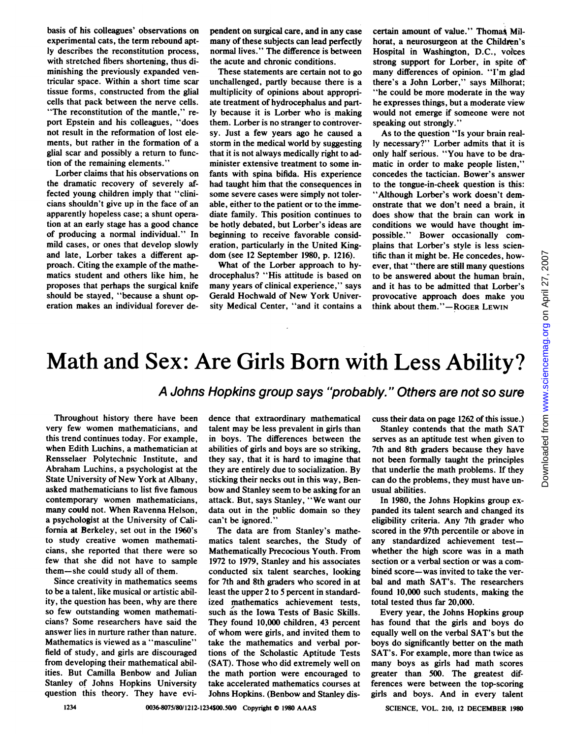basis of his colleagues' observations on experimental cats, the term rebound aptly describes the reconstitution process, with stretched fibers shortening, thus diminishing the previously expanded ventricular space. Within a short time scar tissue forms, constructed from the glial cells that pack between the nerve cells. "The reconstitution of the mantle," report Epstein and his colleagues, "does not result in the reformation of lost elements, but rather in the formation of a glial scar and possibly a return to function of the remaining elements."

Lorber claims that his observations on the dramatic recovery of severely affected young children imply that "clinicians shouldn't give up in the face of an apparently hopeless case; a shunt operation at an early stage has a good chance of producing a normal individual." In mild cases, or ones that develop slowly and late, Lorber takes a different approach. Citing the example of the mathematics student and others like him, he proposes that perhaps the surgical knife should be stayed, "because a shunt operation makes an individual forever dependent on surgical care, and in any case many of these subjects can lead perfectly normal lives." The difference is between the acute and chronic conditions.

These statements are certain not to go unchallenged, partly because there is a multiplicity of opinions about appropriate treatment of hydrocephalus and partly because it is Lorber who is making them. Lorber is no stranger to controversy. Just a few years ago he caused a storm in the medical world by suggesting that it is not always medically right to administer extensive treatment to some infants with spina bifida. His experience had taught him that the consequences in some severe cases were simply not tolerable, either to the patient or to the immediate family. This position continues to be hotly debated, but Lorber's ideas are beginning to receive favorable consideration, particularly in the United Kingdom (see 12 September 1980, p. 1216).

What of the Lorber approach to hydrocephalus? "His attitude is based on many years of clinical experience," says Gerald Hochwald of New York University Medical Center, "and it contains a certain amount of value." Thomas Milhorat, a neurosurgeon at the Children's Hospital in Washington, D.C., voices strong support for Lorber, in spite of many differences of opinion. "I'm glad there's a John Lorber," says Milhorat; "he could be more moderate in the way he expresses things, but a moderate view would not emerge if someone were not speaking out strongly."

As to the question "Is your brain really necessary?" Lorber admits that it is only half serious. "You have to be dramatic in order to make people listen," concedes the tactician. Bower's answer to the tongue-in-cheek question is this: "Although Lorber's work doesn't demonstrate that we don't need a brain, it does show that the brain can work in conditions we would have thought impossible." Bower occasionally complains that Lorber's style is less scientific than it might be. He concedes, however, that "there are still many questions to be answered about the human brain, and it has to be admitted that Lorber's provocative approach does make you think about them."—ROGER LEWIN

# Math and Sex: Are Girls Born with Less Ability?

## *A Johns Hopkins group says "probably." Others are not so sure*

Throughout history there have been very few women mathematicians, and this trend continues today. For example, when Edith Luchins, a mathematician at Rensselaer Polytechnic Institute, and Abraham Luchins, a psychologist at the State University of New York at Albany, asked mathematicians to list five famous contemporary women mathematicians, many could not. When Ravenna Helson, a psychologist at the University of California at Berkeley, set out in the 1960's to study creative women mathematicians, she reported that there were so few that she did not have to sample them—she could study all of them.

Since creativity in mathematics seems to be a talent, like musical or artistic ability, the question has been, why are there so few outstanding women mathematicians? Some researchers have said the answer lies in nurture rather than nature. Mathematics is viewed as a "masculine" field of study, and girls are discouraged from developing their mathematical abilities. But Camilla Benbow and Julian Stanley of Johns Hopkins University question this theory. They have evidence that extraordinary mathematical talent may be less prevalent in girls than in boys. The differences between the abilities of girls and boys are so striking, they say, that it is hard to imagine that they are entirely due to socialization. By sticking their necks out in this way, Benbow and Stanley seem to be asking for an attack. But, says Stanley, "We want our data out in the public domain so they can't be ignored."

The data are from Stanley's mathematics talent searches, the Study of Mathematically Precocious Youth. From 1972 to 1979, Stanley and his associates conducted six talent searches, looking for 7th and 8th graders who scored in at least the upper 2 to 5 percent in standardized mathematics achievement tests, such as the Iowa Tests of Basic Skills. They found 10,000 children, 43 percent of whom were girls, and invited them to take the mathematics and verbal portions of the Scholastic Aptitude Tests (SAT). Those who did extremely well on the math portion were encouraged to take accelerated mathematics courses at Johns Hopkins. (Benbow and Stanley discuss their data on page 1262 of this issue.)

Stanley contends that the math SAT serves as an aptitude test when given to 7th and 8th graders because they have not been formally taught the principles that underlie the math problems. If they can do the problems, they must have unusual abilities.

In 1980, the Johns Hopkins group expanded its talent search and changed its eligibility criteria. Any 7th grader who scored in the 97th percentile or above in any standardized achievement test—whether the high score was in a math section or a verbal section or was a combined score—was invited to take the verbal and math SAT's. The researchers found 10,000 such students, making the total tested thus far 20,000.

Every year, the Johns Hopkins group has found that the girls and boys do equally well on the verbal SAT's but the boys do significantly better on the math SAT's. For example, more than twice as many boys as girls had math scores greater than 500. The greatest differences were between the top-scoring girls and boys. And in every talent